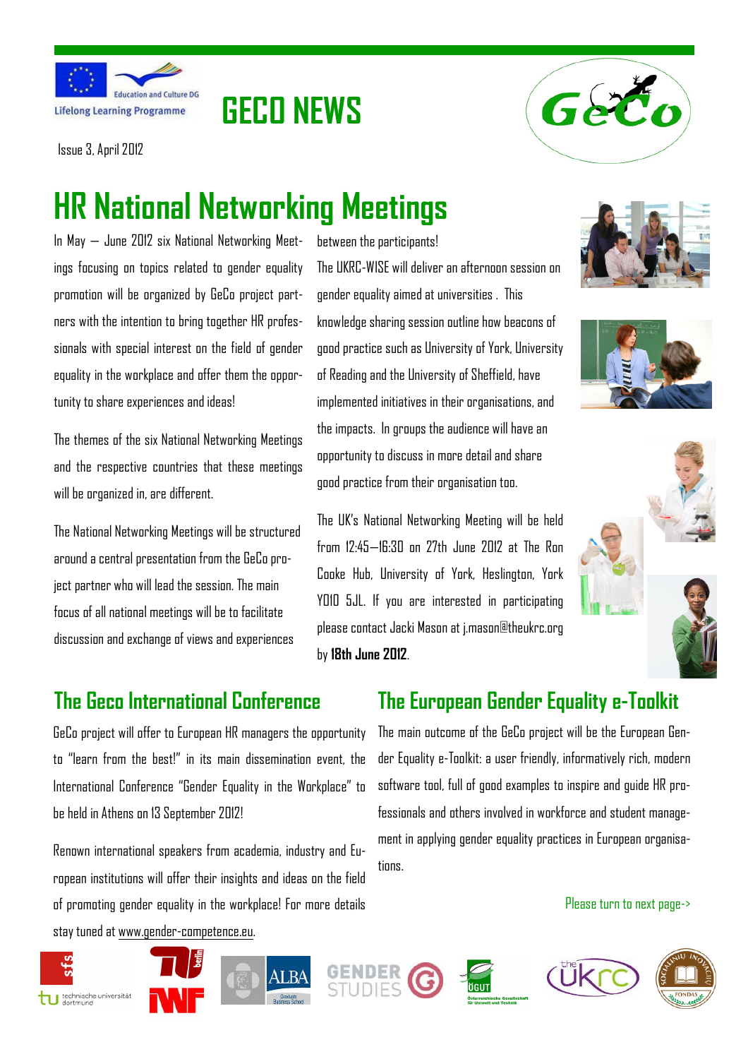# GECO NEWS

Issue 3, April 2012

# HR National Networking Meetings

In May – June 2012 six National Networking Meetings focusing on topics related to gender equality promotion will be organized by GeCo project partners with the intention to bring together HR professionals with special interest on the field of gender equality in the workplace and offer them the opportunity to share experiences and ideas!

The themes of the six National Networking Meetings and the respective countries that these meetings will be organized in, are different.

The National Networking Meetings will be structured around a central presentation from the GeCo project partner who will lead the session. The main focus of all national meetings will be to facilitate discussion and exchange of views and experiences between the participants!

The UKRC-WISE will deliver an afternoon session on gender equality aimed at universities . This knowledge sharing session outline how beacons of good practice such as University of York, University of Reading and the University of Sheffield, have implemented initiatives in their organisations, and the impacts. In groups the audience will have an opportunity to discuss in more detail and share good practice from their organisation too.

The UK's National Networking Meeting will be held from 12:45—16:30 on 27th June 2012 at The Ron Cooke Hub, University of York, Heslington, York YO10 5JL. If you are interested in participating please contact Jacki Mason at j.mason@theukrc.org by **18th June 2012**.

## The Geco International Conference

GeCo project will offer to European HR managers the opportunity to "learn from the best!" in its main dissemination event, the International Conference "Gender Equality in the Workplace" to be held in Athens on 13 September 2012!

Renown international speakers from academia, industry and European institutions will offer their insights and ideas on the field of promoting gender equality in the workplace! For more details stay tuned at www.gender-competence.eu.

## The European Gender Equality e-Toolkit

The main outcome of the GeCo project will be the European Gender Equality e-Toolkit: a user friendly, informatively rich, modern software tool, full of good examples to inspire and guide HR professionals and others involved in workforce and student management in applying gender equality practices in European organisations.

Please turn to next page->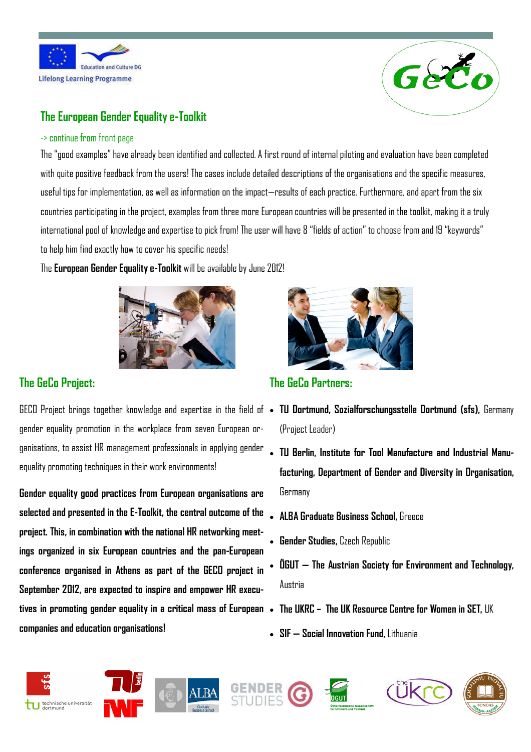## The European Gender Equality e-Toolkit

-> continue from front page

The "good examples" have already been identified and collected. A first round of internal piloting and evaluation have been completed with quite positive feedback from the users! The cases include detailed descriptions of the organisations and the specific measures, useful tips for implementation, as well as information on the impact—results of each practice. Furthermore, and apart from the six countries participating in the project, examples from three more European countries will be presented in the toolkit, making it a truly international pool of knowledge and expertise to pick from! The user will have 8 "fields of action" to choose from and 19 "keywords" to help him find exactly how to cover his specific needs!

The **European Gender Equality e-Toolkit** will be available by June 2012!

### The GeCo Project:

GECO Project brings together knowledge and expertise in the field of gender equality promotion in the workplace from seven European organisations, to assist HR management professionals in applying gender equality promoting techniques in their work environments!

**Gender equality good practices from European organisations are selected and presented in the E-Toolkit, the central outcome of the project. This, in combination with the national HR networking meetings organized in six European countries and the pan-European conference organised in Athens as part of the GECO project in September 2012, are expected to inspire and empower HR executives in promoting gender equality in a critical mass of European companies and education organisations!**

### The GeCo Partners:

- **TU Dortmund, Sozialforschungsstelle Dortmund (sfs),** Germany (Project Leader)
- **TU Berlin, Institute for Tool Manufacture and Industrial Manufacturing, Department of Gender and Diversity in Organisation,** Germany
- **ALBA Graduate Business School,** Greece
- **Gender Studies,** Czech Republic
- **ÖGUT — The Austrian Society for Environment and Technology,** Austria
- **The UKRC – The UK Resource Centre for Women in SET,** UK
- **SIF — Social Innovation Fund,** Lithuania